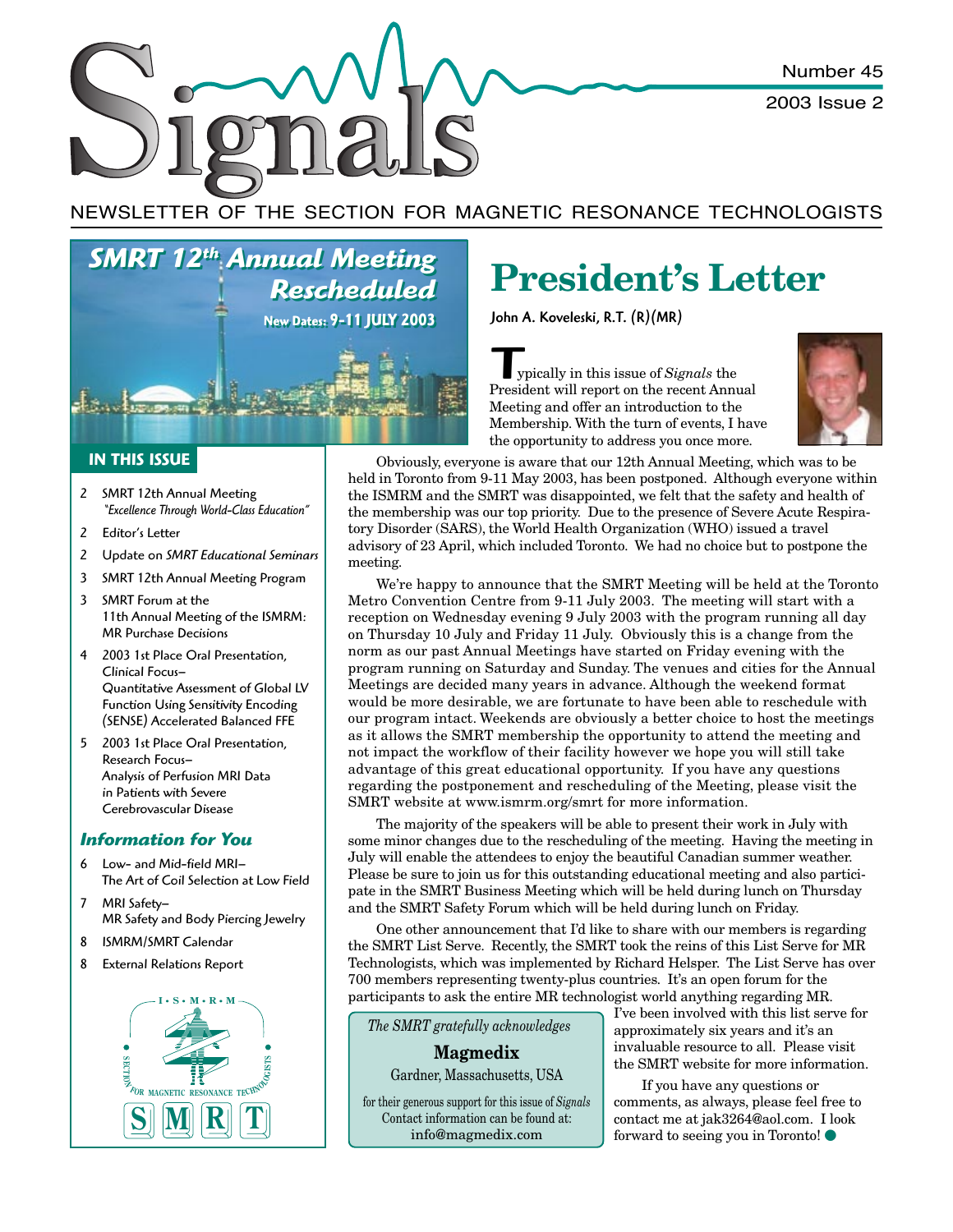# Signals

Number 45

2003 Issue 2

NEWSLETTER OF THE SECTION FOR MAGNETIC RESONANCE TECHNOLOGISTS

## SMRT 12th Annual Meeting Rescheduled

**New Dates: 9-11 JULY 2003**

### IN THIS ISSUE

- 2 SMRT 12th Annual Meeting *"Excellence Through World-Class Education"*
- 2 Editor's Letter
- 2 Update on *SMRT Educational Seminars*
- 3 SMRT 12th Annual Meeting Program
- 3 SMRT Forum at the 11th Annual Meeting of the ISMRM: MR Purchase Decisions
- 4 2003 1st Place Oral Presentation, Clinical Focus– Quantitative Assessment of Global LV Function Using Sensitivity Encoding (SENSE) Accelerated Balanced FFE
- 5 2003 1st Place Oral Presentation, Research Focus– Analysis of Perfusion MRI Data in Patients with Severe Cerebrovascular Disease

### Information for You

- 6 Low- and Mid-field MRI– The Art of Coil Selection at Low Field
- 7 MRI Safety– MR Safety and Body Piercing Jewelry
- 8 ISMRM/SMRT Calendar
- 8 External Relations Report

# President's Letter

**John A. Koveleski, R.T. (R)(MR)**

Typically in this issue of *Signals* the President will report on the recent Annual Meeting and offer an introduction to the Membership. With the turn of events, I have the opportunity to address you once more.

Obviously, everyone is aware that our 12th Annual Meeting, which was to be held in Toronto from 9-11 May 2003, has been postponed. Although everyone within the ISMRM and the SMRT was disappointed, we felt that the safety and health of the membership was our top priority. Due to the presence of Severe Acute Respiratory Disorder (SARS), the World Health Organization (WHO) issued a travel advisory of 23 April, which included Toronto. We had no choice but to postpone the meeting.

We're happy to announce that the SMRT Meeting will be held at the Toronto Metro Convention Centre from 9-11 July 2003. The meeting will start with a reception on Wednesday evening 9 July 2003 with the program running all day on Thursday 10 July and Friday 11 July. Obviously this is a change from the norm as our past Annual Meetings have started on Friday evening with the program running on Saturday and Sunday. The venues and cities for the Annual Meetings are decided many years in advance. Although the weekend format would be more desirable, we are fortunate to have been able to reschedule with our program intact. Weekends are obviously a better choice to host the meetings as it allows the SMRT membership the opportunity to attend the meeting and not impact the workflow of their facility however we hope you will still take advantage of this great educational opportunity. If you have any questions regarding the postponement and rescheduling of the Meeting, please visit the SMRT website at www.ismrm.org/smrt for more information.

The majority of the speakers will be able to present their work in July with some minor changes due to the rescheduling of the meeting. Having the meeting in July will enable the attendees to enjoy the beautiful Canadian summer weather. Please be sure to join us for this outstanding educational meeting and also participate in the SMRT Business Meeting which will be held during lunch on Thursday and the SMRT Safety Forum which will be held during lunch on Friday.

One other announcement that I'd like to share with our members is regarding the SMRT List Serve. Recently, the SMRT took the reins of this List Serve for MR Technologists, which was implemented by Richard Helsper. The List Serve has over 700 members representing twenty-plus countries. It's an open forum for the participants to ask the entire MR technologist world anything regarding MR. I've been involved with this list serve for approximately six years and it's an invaluable resource to all. Please visit the SMRT website for more information.

If you have any questions or comments, as always, please feel free to contact me at jak3264@aol.com. I look forward to seeing you in Toronto!

*The SMRT gratefully acknowledges*

**Magmedix**

Gardner, Massachusetts, USA

for their generous support for this issue of *Signals*
Contact information can be found at:
info@magmedix.com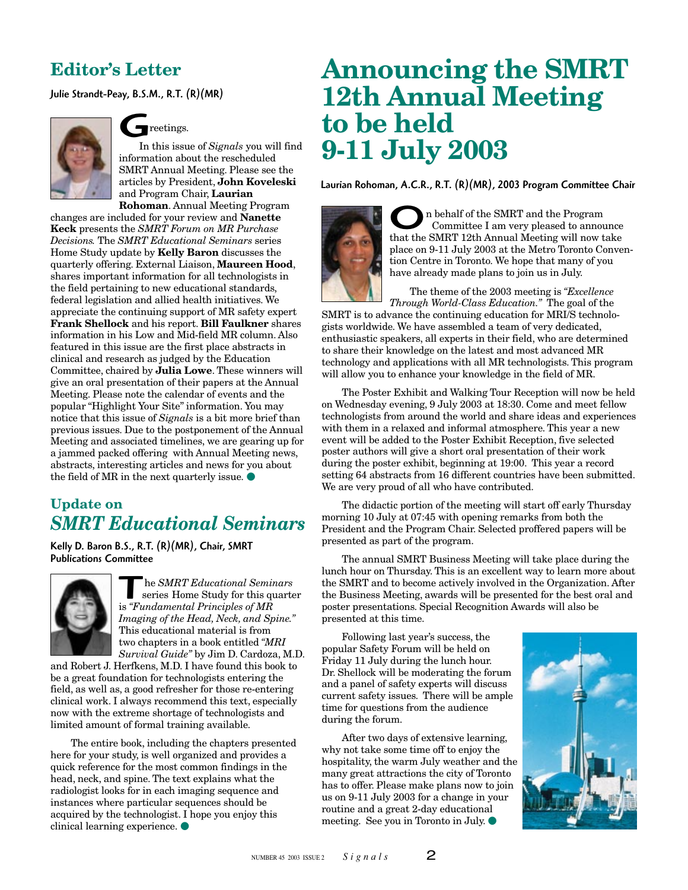## Editor's Letter

**Julie Strandt-Peay, B.S.M., R.T. (R)(MR)**

Greetings.

In this issue of *Signals* you will find information about the rescheduled SMRT Annual Meeting. Please see the articles by President, **John Koveleski** and Program Chair, **Laurian Rohoman**. Annual Meeting Program changes are included for your review and **Nanette Keck** presents the *SMRT Forum on MR Purchase Decisions.* The *SMRT Educational Seminars* series Home Study update by **Kelly Baron** discusses the quarterly offering. External Liaison, **Maureen Hood**, shares important information for all technologists in the field pertaining to new educational standards, federal legislation and allied health initiatives. We appreciate the continuing support of MR safety expert **Frank Shellock** and his report. **Bill Faulkner** shares information in his Low and Mid-field MR column. Also featured in this issue are the first place abstracts in clinical and research as judged by the Education Committee, chaired by **Julia Lowe**. These winners will give an oral presentation of their papers at the Annual Meeting. Please note the calendar of events and the popular "Highlight Your Site" information. You may notice that this issue of *Signals* is a bit more brief than previous issues. Due to the postponement of the Annual Meeting and associated timelines, we are gearing up for a jammed packed offering with Annual Meeting news, abstracts, interesting articles and news for you about the field of MR in the next quarterly issue. ●

## Update on *SMRT Educational Seminars*

**Kelly D. Baron B.S., R.T. (R)(MR), Chair, SMRT Publications Committee**

The *SMRT Educational Seminars* series Home Study for this quarter is *"Fundamental Principles of MR Imaging of the Head, Neck, and Spine."* This educational material is from two chapters in a book entitled *"MRI Survival Guide"* by Jim D. Cardoza, M.D. and Robert J. Herfkens, M.D. I have found this book to be a great foundation for technologists entering the field, as well as, a good refresher for those re-entering clinical work. I always recommend this text, especially now with the extreme shortage of technologists and limited amount of formal training available.

The entire book, including the chapters presented here for your study, is well organized and provides a quick reference for the most common findings in the head, neck, and spine. The text explains what the radiologist looks for in each imaging sequence and instances where particular sequences should be acquired by the technologist. I hope you enjoy this clinical learning experience. ●

# Announcing the SMRT 12th Annual Meeting to be held 9-11 July 2003

**Laurian Rohoman, A.C.R., R.T. (R)(MR), 2003 Program Committee Chair**

On behalf of the SMRT and the Program Committee I am very pleased to announce that the SMRT 12th Annual Meeting will now take place on 9-11 July 2003 at the Metro Toronto Convention Centre in Toronto. We hope that many of you have already made plans to join us in July.

The theme of the 2003 meeting is *"Excellence Through World-Class Education."* The goal of the SMRT is to advance the continuing education for MRI/S technologists worldwide. We have assembled a team of very dedicated, enthusiastic speakers, all experts in their field, who are determined to share their knowledge on the latest and most advanced MR technology and applications with all MR technologists. This program will allow you to enhance your knowledge in the field of MR.

The Poster Exhibit and Walking Tour Reception will now be held on Wednesday evening, 9 July 2003 at 18:30. Come and meet fellow technologists from around the world and share ideas and experiences with them in a relaxed and informal atmosphere. This year a new event will be added to the Poster Exhibit Reception, five selected poster authors will give a short oral presentation of their work during the poster exhibit, beginning at 19:00. This year a record setting 64 abstracts from 16 different countries have been submitted. We are very proud of all who have contributed.

The didactic portion of the meeting will start off early Thursday morning 10 July at 07:45 with opening remarks from both the President and the Program Chair. Selected proffered papers will be presented as part of the program.

The annual SMRT Business Meeting will take place during the lunch hour on Thursday. This is an excellent way to learn more about the SMRT and to become actively involved in the Organization. After the Business Meeting, awards will be presented for the best oral and poster presentations. Special Recognition Awards will also be presented at this time.

Following last year's success, the popular Safety Forum will be held on Friday 11 July during the lunch hour. Dr. Shellock will be moderating the forum and a panel of safety experts will discuss current safety issues. There will be ample time for questions from the audience during the forum.

After two days of extensive learning, why not take some time off to enjoy the hospitality, the warm July weather and the many great attractions the city of Toronto has to offer. Please make plans now to join us on 9-11 July 2003 for a change in your routine and a great 2-day educational meeting. See you in Toronto in July. ●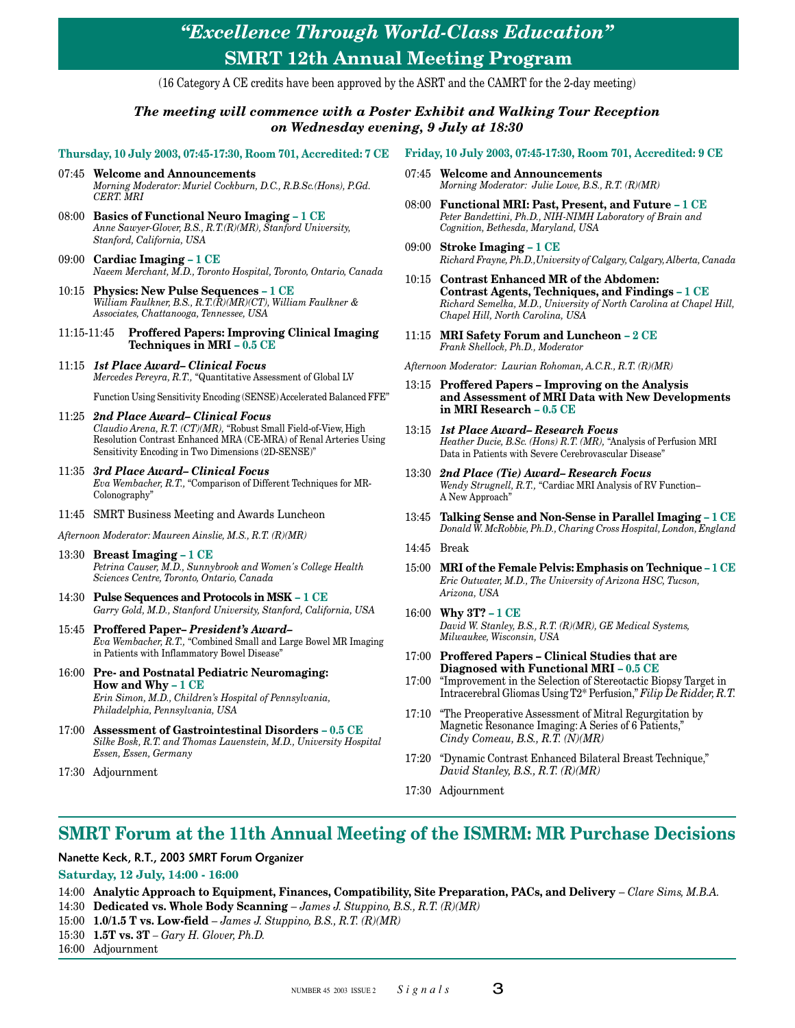# *"Excellence Through World-Class Education"*
# SMRT 12th Annual Meeting Program

(16 Category A CE credits have been approved by the ASRT and the CAMRT for the 2-day meeting)

***The meeting will commence with a Poster Exhibit and Walking Tour Reception on Wednesday evening, 9 July at 18:30***

## Thursday, 10 July 2003, 07:45-17:30, Room 701, Accredited: 7 CE

07:45 **Welcome and Announcements**
*Morning Moderator: Muriel Cockburn, D.C., R.B.Sc.(Hons), P.Gd. CERT. MRI*

08:00 **Basics of Functional Neuro Imaging – 1 CE**
*Anne Sawyer-Glover, B.S., R.T.(R)(MR), Stanford University, Stanford, California, USA*

09:00 **Cardiac Imaging – 1 CE**
*Naeem Merchant, M.D., Toronto Hospital, Toronto, Ontario, Canada*

10:15 **Physics: New Pulse Sequences – 1 CE**
*William Faulkner, B.S., R.T.(R)(MR)(CT), William Faulkner & Associates, Chattanooga, Tennessee, USA*

11:15-11:45 **Proffered Papers: Improving Clinical Imaging Techniques in MRI – 0.5 CE**

11:15 ***1st Place Award– Clinical Focus***
*Mercedes Pereyra, R.T.,* "Quantitative Assessment of Global LV Function Using Sensitivity Encoding (SENSE) Accelerated Balanced FFE"

11:25 ***2nd Place Award– Clinical Focus***
*Claudio Arena, R.T. (CT)(MR),* "Robust Small Field-of-View, High Resolution Contrast Enhanced MRA (CE-MRA) of Renal Arteries Using Sensitivity Encoding in Two Dimensions (2D-SENSE)"

11:35 ***3rd Place Award– Clinical Focus***
*Eva Wembacher, R.T.,* "Comparison of Different Techniques for MR-Colonography"

11:45 SMRT Business Meeting and Awards Luncheon

*Afternoon Moderator: Maureen Ainslie, M.S., R.T. (R)(MR)*

13:30 **Breast Imaging – 1 CE**
*Petrina Causer, M.D., Sunnybrook and Women's College Health Sciences Centre, Toronto, Ontario, Canada*

14:30 **Pulse Sequences and Protocols in MSK – 1 CE**
*Garry Gold, M.D., Stanford University, Stanford, California, USA*

15:45 **Proffered Paper– *President's Award–***
*Eva Wembacher, R.T.,* "Combined Small and Large Bowel MR Imaging in Patients with Inflammatory Bowel Disease"

16:00 **Pre- and Postnatal Pediatric Neuromaging: How and Why – 1 CE**
*Erin Simon, M.D., Children's Hospital of Pennsylvania, Philadelphia, Pennsylvania, USA*

17:00 **Assessment of Gastrointestinal Disorders – 0.5 CE**
*Silke Bosk, R.T. and Thomas Lauenstein, M.D., University Hospital Essen, Essen, Germany*

17:30 Adjournment

## Friday, 10 July 2003, 07:45-17:30, Room 701, Accredited: 9 CE

07:45 **Welcome and Announcements**
*Morning Moderator: Julie Lowe, B.S., R.T. (R)(MR)*

08:00 **Functional MRI: Past, Present, and Future – 1 CE**
*Peter Bandettini, Ph.D., NIH-NIMH Laboratory of Brain and Cognition, Bethesda, Maryland, USA*

09:00 **Stroke Imaging – 1 CE**
*Richard Frayne, Ph.D., University of Calgary, Calgary, Alberta, Canada*

10:15 **Contrast Enhanced MR of the Abdomen: Contrast Agents, Techniques, and Findings – 1 CE**
*Richard Semelka, M.D., University of North Carolina at Chapel Hill, Chapel Hill, North Carolina, USA*

11:15 **MRI Safety Forum and Luncheon – 2 CE**
*Frank Shellock, Ph.D., Moderator*

*Afternoon Moderator: Laurian Rohoman, A.C.R., R.T. (R)(MR)*

13:15 **Proffered Papers – Improving on the Analysis and Assessment of MRI Data with New Developments in MRI Research – 0.5 CE**

13:15 ***1st Place Award– Research Focus***
*Heather Ducie, B.Sc. (Hons) R.T. (MR),* "Analysis of Perfusion MRI Data in Patients with Severe Cerebrovascular Disease"

13:30 ***2nd Place (Tie) Award– Research Focus***
*Wendy Strugnell, R.T.,* "Cardiac MRI Analysis of RV Function– A New Approach"

13:45 **Talking Sense and Non-Sense in Parallel Imaging – 1 CE**
*Donald W. McRobbie, Ph.D., Charing Cross Hospital, London, England*

14:45 Break

15:00 **MRI of the Female Pelvis: Emphasis on Technique – 1 CE**
*Eric Outwater, M.D., The University of Arizona HSC, Tucson, Arizona, USA*

16:00 **Why 3T? – 1 CE**
*David W. Stanley, B.S., R.T. (R)(MR), GE Medical Systems, Milwaukee, Wisconsin, USA*

17:00 **Proffered Papers – Clinical Studies that are Diagnosed with Functional MRI – 0.5 CE**

17:00 "Improvement in the Selection of Stereotactic Biopsy Target in Intracerebral Gliomas Using T2* Perfusion," *Filip De Ridder, R.T.*

17:10 "The Preoperative Assessment of Mitral Regurgitation by Magnetic Resonance Imaging: A Series of 6 Patients," *Cindy Comeau, B.S., R.T. (N)(MR)*

17:20 "Dynamic Contrast Enhanced Bilateral Breast Technique," *David Stanley, B.S., R.T. (R)(MR)*

17:30 Adjournment

## SMRT Forum at the 11th Annual Meeting of the ISMRM: MR Purchase Decisions

**Nanette Keck, R.T., 2003 SMRT Forum Organizer**

**Saturday, 12 July, 14:00 - 16:00**

14:00 **Analytic Approach to Equipment, Finances, Compatibility, Site Preparation, PACs, and Delivery** – *Clare Sims, M.B.A.*
14:30 **Dedicated vs. Whole Body Scanning** – *James J. Stuppino, B.S., R.T. (R)(MR)*
15:00 **1.0/1.5 T vs. Low-field** – *James J. Stuppino, B.S., R.T. (R)(MR)*
15:30 **1.5T vs. 3T** – *Gary H. Glover, Ph.D.*
16:00 Adjournment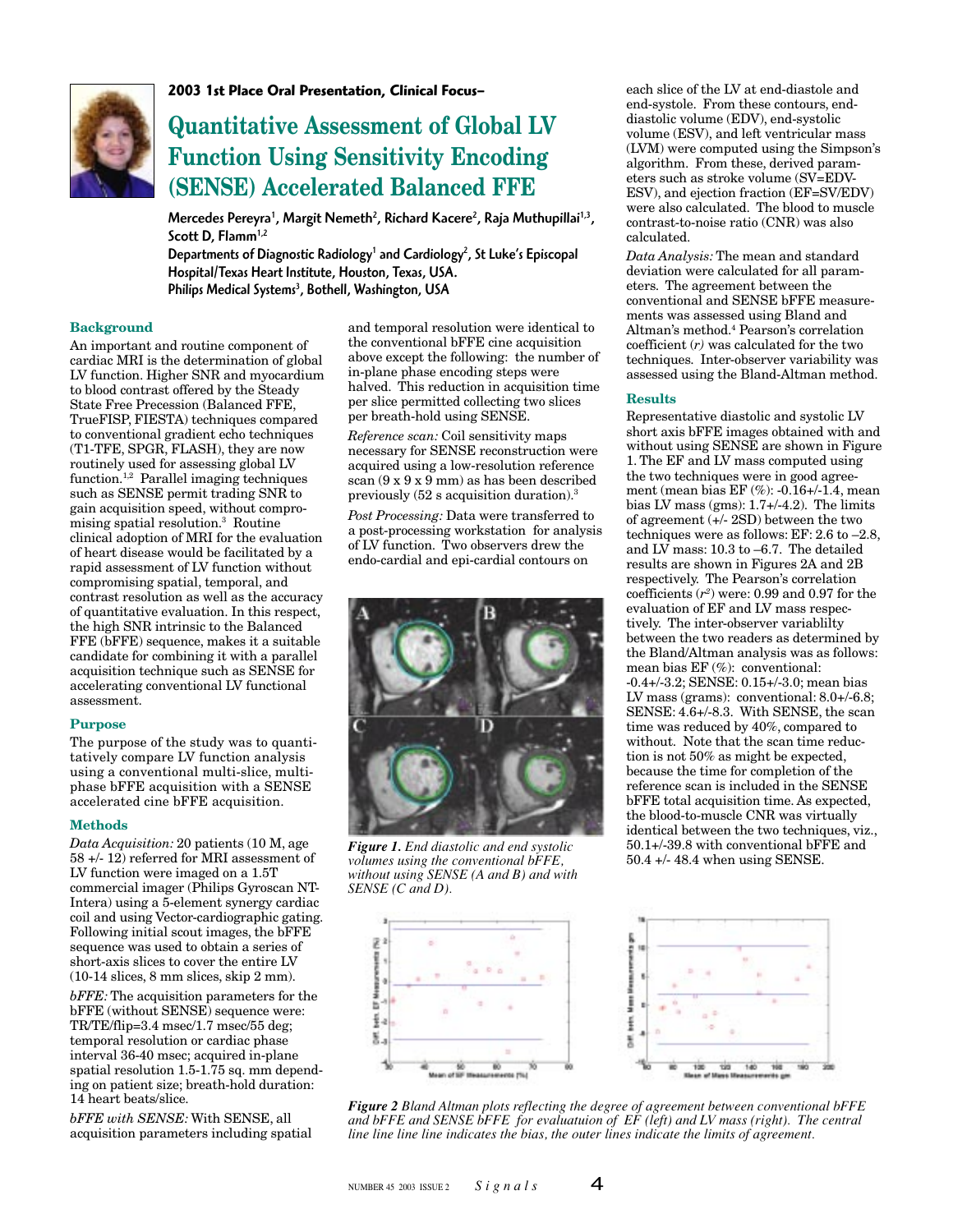**2003 1st Place Oral Presentation, Clinical Focus–**

# Quantitative Assessment of Global LV Function Using Sensitivity Encoding (SENSE) Accelerated Balanced FFE

**Mercedes Pereyra[1], Margit Nemeth[2], Richard Kacere[2], Raja Muthupillai[1,3], Scott D, Flamm[1,2]**
**Departments of Diagnostic Radiology[1] and Cardiology[2], St Luke's Episcopal Hospital/Texas Heart Institute, Houston, Texas, USA.**
**Philips Medical Systems[3], Bothell, Washington, USA**

## Background

An important and routine component of cardiac MRI is the determination of global LV function. Higher SNR and myocardium to blood contrast offered by the Steady State Free Precession (Balanced FFE, TrueFISP, FIESTA) techniques compared to conventional gradient echo techniques (T1-TFE, SPGR, FLASH), they are now routinely used for assessing global LV function.[1,2] Parallel imaging techniques such as SENSE permit trading SNR to gain acquisition speed, without compromising spatial resolution.[3] Routine clinical adoption of MRI for the evaluation of heart disease would be facilitated by a rapid assessment of LV function without compromising spatial, temporal, and contrast resolution as well as the accuracy of quantitative evaluation. In this respect, the high SNR intrinsic to the Balanced FFE (bFFE) sequence, makes it a suitable candidate for combining it with a parallel acquisition technique such as SENSE for accelerating conventional LV functional assessment.

## Purpose

The purpose of the study was to quantitatively compare LV function analysis using a conventional multi-slice, multiphase bFFE acquisition with a SENSE accelerated cine bFFE acquisition.

## Methods

*Data Acquisition:* 20 patients (10 M, age 58 +/- 12) referred for MRI assessment of LV function were imaged on a 1.5T commercial imager (Philips Gyroscan NT-Intera) using a 5-element synergy cardiac coil and using Vector-cardiographic gating. Following initial scout images, the bFFE sequence was used to obtain a series of short-axis slices to cover the entire LV (10-14 slices, 8 mm slices, skip 2 mm).

*bFFE:* The acquisition parameters for the bFFE (without SENSE) sequence were: TR/TE/flip=3.4 msec/1.7 msec/55 deg; temporal resolution or cardiac phase interval 36-40 msec; acquired in-plane spatial resolution 1.5-1.75 sq. mm depending on patient size; breath-hold duration: 14 heart beats/slice.

*bFFE with SENSE:* With SENSE, all acquisition parameters including spatial and temporal resolution were identical to the conventional bFFE cine acquisition above except the following: the number of in-plane phase encoding steps were halved. This reduction in acquisition time per slice permitted collecting two slices per breath-hold using SENSE.

*Reference scan:* Coil sensitivity maps necessary for SENSE reconstruction were acquired using a low-resolution reference scan (9 x 9 x 9 mm) as has been described previously (52 s acquisition duration).[3]

*Post Processing:* Data were transferred to a post-processing workstation for analysis of LV function. Two observers drew the endo-cardial and epi-cardial contours on each slice of the LV at end-diastole and end-systole. From these contours, end-diastolic volume (EDV), end-systolic volume (ESV), and left ventricular mass (LVM) were computed using the Simpson's algorithm. From these, derived parameters such as stroke volume (SV=EDV-ESV), and ejection fraction (EF=SV/EDV) were also calculated. The blood to muscle contrast-to-noise ratio (CNR) was also calculated.

*Data Analysis:* The mean and standard deviation were calculated for all parameters. The agreement between the conventional and SENSE bFFE measurements was assessed using Bland and Altman's method.[4] Pearson's correlation coefficient (*r*) was calculated for the two techniques. Inter-observer variability was assessed using the Bland-Altman method.

*Figure 1. End diastolic and end systolic volumes using the conventional bFFE, without using SENSE (A and B) and with SENSE (C and D).*

## Results

Representative diastolic and systolic LV short axis bFFE images obtained with and without using SENSE are shown in Figure 1. The EF and LV mass computed using the two techniques were in good agreement (mean bias EF (%): -0.16+/-1.4, mean bias LV mass (gms): 1.7+/-4.2). The limits of agreement (+/- 2SD) between the two techniques were as follows: EF: 2.6 to –2.8, and LV mass: 10.3 to –6.7. The detailed results are shown in Figures 2A and 2B respectively. The Pearson's correlation coefficients ($r^2$) were: 0.99 and 0.97 for the evaluation of EF and LV mass respectively. The inter-observer variablilty between the two readers as determined by the Bland/Altman analysis was as follows: mean bias EF (%): conventional: -0.4+/-3.2; SENSE: 0.15+/-3.0; mean bias LV mass (grams): conventional: 8.0+/-6.8; SENSE: 4.6+/-8.3. With SENSE, the scan time was reduced by 40%, compared to without. Note that the scan time reduction is not 50% as might be expected, because the time for completion of the reference scan is included in the SENSE bFFE total acquisition time. As expected, the blood-to-muscle CNR was virtually identical between the two techniques, viz., 50.1+/-39.8 with conventional bFFE and 50.4 +/- 48.4 when using SENSE.

*Figure 2 Bland Altman plots reflecting the degree of agreement between conventional bFFE and bFFE and SENSE bFFE for evaluatuion of EF (left) and LV mass (right). The central line line line line indicates the bias, the outer lines indicate the limits of agreement.*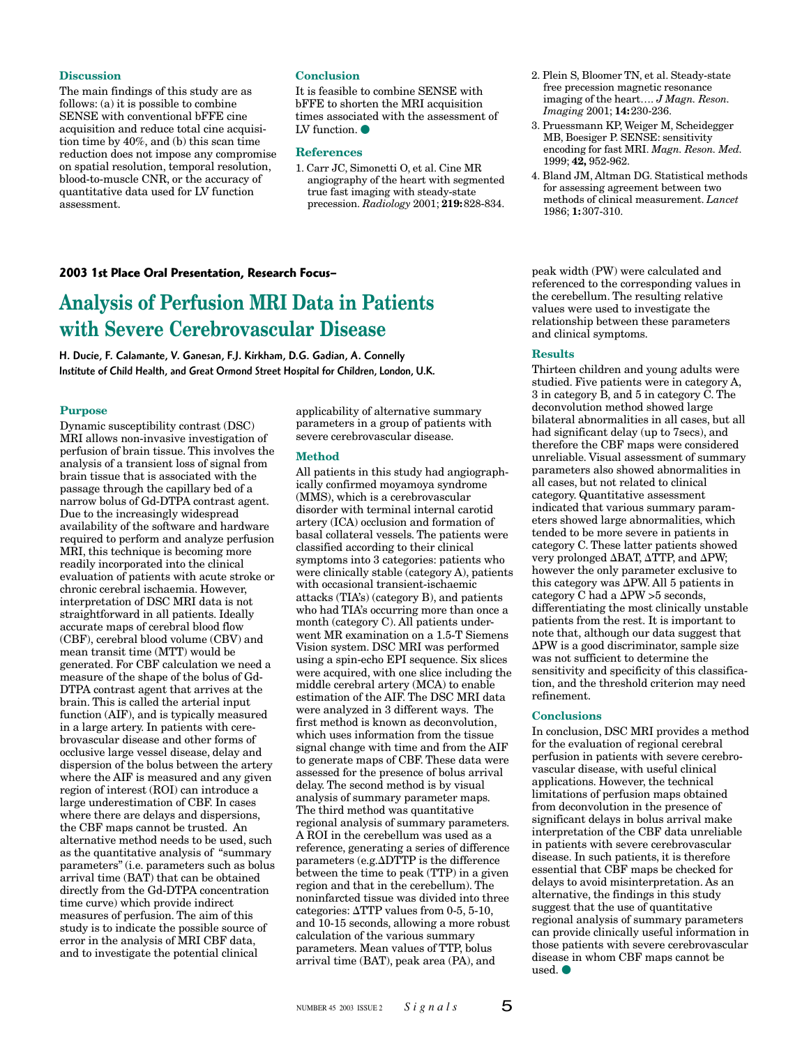### Discussion

The main findings of this study are as follows: (a) it is possible to combine SENSE with conventional bFFE cine acquisition and reduce total cine acquisition time by 40%, and (b) this scan time reduction does not impose any compromise on spatial resolution, temporal resolution, blood-to-muscle CNR, or the accuracy of quantitative data used for LV function assessment.

### Conclusion

It is feasible to combine SENSE with bFFE to shorten the MRI acquisition times associated with the assessment of LV function. ●

### References

1. Carr JC, Simonetti O, et al. Cine MR angiography of the heart with segmented true fast imaging with steady-state precession. *Radiology* 2001; **219:** 828-834.
2. Plein S, Bloomer TN, et al. Steady-state free precession magnetic resonance imaging of the heart…. *J Magn. Reson. Imaging* 2001; **14:** 230-236.
3. Pruessmann KP, Weiger M, Scheidegger MB, Boesiger P. SENSE: sensitivity encoding for fast MRI. *Magn. Reson. Med.* 1999; **42,** 952-962.
4. Bland JM, Altman DG. Statistical methods for assessing agreement between two methods of clinical measurement. *Lancet* 1986; **1:** 307-310.

**2003 1st Place Oral Presentation, Research Focus–**

# Analysis of Perfusion MRI Data in Patients with Severe Cerebrovascular Disease

**H. Ducie, F. Calamante, V. Ganesan, F.J. Kirkham, D.G. Gadian, A. Connelly**
**Institute of Child Health, and Great Ormond Street Hospital for Children, London, U.K.**

### Purpose

Dynamic susceptibility contrast (DSC) MRI allows non-invasive investigation of perfusion of brain tissue. This involves the analysis of a transient loss of signal from brain tissue that is associated with the passage through the capillary bed of a narrow bolus of Gd-DTPA contrast agent. Due to the increasingly widespread availability of the software and hardware required to perform and analyze perfusion MRI, this technique is becoming more readily incorporated into the clinical evaluation of patients with acute stroke or chronic cerebral ischaemia. However, interpretation of DSC MRI data is not straightforward in all patients. Ideally accurate maps of cerebral blood flow (CBF), cerebral blood volume (CBV) and mean transit time (MTT) would be generated. For CBF calculation we need a measure of the shape of the bolus of Gd-DTPA contrast agent that arrives at the brain. This is called the arterial input function (AIF), and is typically measured in a large artery. In patients with cerebrovascular disease and other forms of occlusive large vessel disease, delay and dispersion of the bolus between the artery where the AIF is measured and any given region of interest (ROI) can introduce a large underestimation of CBF. In cases where there are delays and dispersions, the CBF maps cannot be trusted. An alternative method needs to be used, such as the quantitative analysis of "summary parameters" (i.e. parameters such as bolus arrival time (BAT) that can be obtained directly from the Gd-DTPA concentration time curve) which provide indirect measures of perfusion. The aim of this study is to indicate the possible source of error in the analysis of MRI CBF data, and to investigate the potential clinical applicability of alternative summary parameters in a group of patients with severe cerebrovascular disease.

### Method

All patients in this study had angiographically confirmed moyamoya syndrome (MMS), which is a cerebrovascular disorder with terminal internal carotid artery (ICA) occlusion and formation of basal collateral vessels. The patients were classified according to their clinical symptoms into 3 categories: patients who were clinically stable (category A), patients with occasional transient-ischaemic attacks (TIA's) (category B), and patients who had TIA's occurring more than once a month (category C). All patients underwent MR examination on a 1.5-T Siemens Vision system. DSC MRI was performed using a spin-echo EPI sequence. Six slices were acquired, with one slice including the middle cerebral artery (MCA) to enable estimation of the AIF. The DSC MRI data were analyzed in 3 different ways. The first method is known as deconvolution, which uses information from the tissue signal change with time and from the AIF to generate maps of CBF. These data were assessed for the presence of bolus arrival delay. The second method is by visual analysis of summary parameter maps. The third method was quantitative regional analysis of summary parameters. A ROI in the cerebellum was used as a reference, generating a series of difference parameters (e.g.ΔTTP is the difference between the time to peak (TTP) in a given region and that in the cerebellum). The noninfarcted tissue was divided into three categories: ΔTTP values from 0-5, 5-10, and 10-15 seconds, allowing a more robust calculation of the various summary parameters. Mean values of TTP, bolus arrival time (BAT), peak area (PA), and peak width (PW) were calculated and referenced to the corresponding values in the cerebellum. The resulting relative values were used to investigate the relationship between these parameters and clinical symptoms.

### Results

Thirteen children and young adults were studied. Five patients were in category A, 3 in category B, and 5 in category C. The deconvolution method showed large bilateral abnormalities in all cases, but all had significant delay (up to 7secs), and therefore the CBF maps were considered unreliable. Visual assessment of summary parameters also showed abnormalities in all cases, but not related to clinical category. Quantitative assessment indicated that various summary parameters showed large abnormalities, which tended to be more severe in patients in category C. These latter patients showed very prolonged ΔBAT, ΔTTP, and ΔPW; however the only parameter exclusive to this category was ΔPW. All 5 patients in category C had a ΔPW >5 seconds, differentiating the most clinically unstable patients from the rest. It is important to note that, although our data suggest that ΔPW is a good discriminator, sample size was not sufficient to determine the sensitivity and specificity of this classification, and the threshold criterion may need refinement.

### Conclusions

In conclusion, DSC MRI provides a method for the evaluation of regional cerebral perfusion in patients with severe cerebrovascular disease, with useful clinical applications. However, the technical limitations of perfusion maps obtained from deconvolution in the presence of significant delays in bolus arrival make interpretation of the CBF data unreliable in patients with severe cerebrovascular disease. In such patients, it is therefore essential that CBF maps be checked for delays to avoid misinterpretation. As an alternative, the findings in this study suggest that the use of quantitative regional analysis of summary parameters can provide clinically useful information in those patients with severe cerebrovascular disease in whom CBF maps cannot be used. ●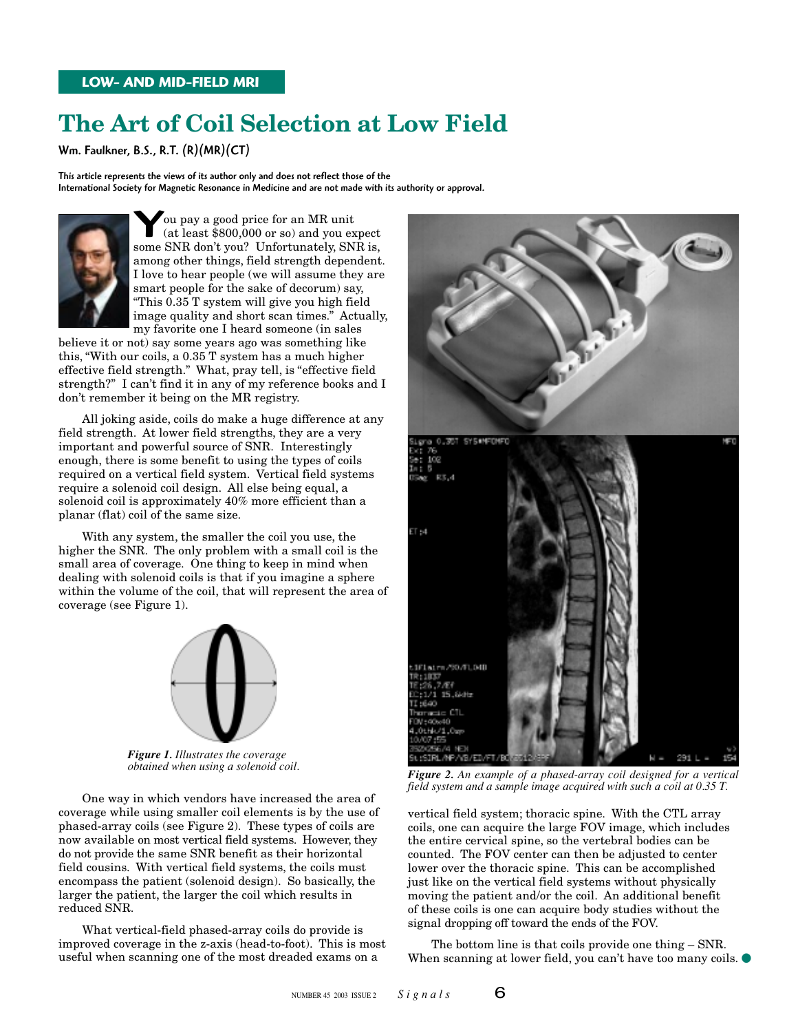LOW- AND MID-FIELD MRI

# The Art of Coil Selection at Low Field

**Wm. Faulkner, B.S., R.T. (R)(MR)(CT)**

**This article represents the views of its author only and does not reflect those of the International Society for Magnetic Resonance in Medicine and are not made with its authority or approval.**

You pay a good price for an MR unit (at least $800,000 or so) and you expect some SNR don't you? Unfortunately, SNR is, among other things, field strength dependent. I love to hear people (we will assume they are smart people for the sake of decorum) say, "This 0.35 T system will give you high field image quality and short scan times." Actually, my favorite one I heard someone (in sales believe it or not) say some years ago was something like this, "With our coils, a 0.35 T system has a much higher effective field strength." What, pray tell, is "effective field strength?" I can't find it in any of my reference books and I don't remember it being on the MR registry.

All joking aside, coils do make a huge difference at any field strength. At lower field strengths, they are a very important and powerful source of SNR. Interestingly enough, there is some benefit to using the types of coils required on a vertical field system. Vertical field systems require a solenoid coil design. All else being equal, a solenoid coil is approximately 40% more efficient than a planar (flat) coil of the same size.

With any system, the smaller the coil you use, the higher the SNR. The only problem with a small coil is the small area of coverage. One thing to keep in mind when dealing with solenoid coils is that if you imagine a sphere within the volume of the coil, that will represent the area of coverage (see Figure 1).

***Figure 1.*** *Illustrates the coverage obtained when using a solenoid coil.*

One way in which vendors have increased the area of coverage while using smaller coil elements is by the use of phased-array coils (see Figure 2). These types of coils are now available on most vertical field systems. However, they do not provide the same SNR benefit as their horizontal field cousins. With vertical field systems, the coils must encompass the patient (solenoid design). So basically, the larger the patient, the larger the coil which results in reduced SNR.

What vertical-field phased-array coils do provide is improved coverage in the z-axis (head-to-foot). This is most useful when scanning one of the most dreaded exams on a vertical field system; thoracic spine. With the CTL array coils, one can acquire the large FOV image, which includes the entire cervical spine, so the vertebral bodies can be counted. The FOV center can then be adjusted to center lower over the thoracic spine. This can be accomplished just like on the vertical field systems without physically moving the patient and/or the coil. An additional benefit of these coils is one can acquire body studies without the signal dropping off toward the ends of the FOV.

***Figure 2.*** *An example of a phased-array coil designed for a vertical field system and a sample image acquired with such a coil at 0.35 T.*

The bottom line is that coils provide one thing – SNR. When scanning at lower field, you can't have too many coils.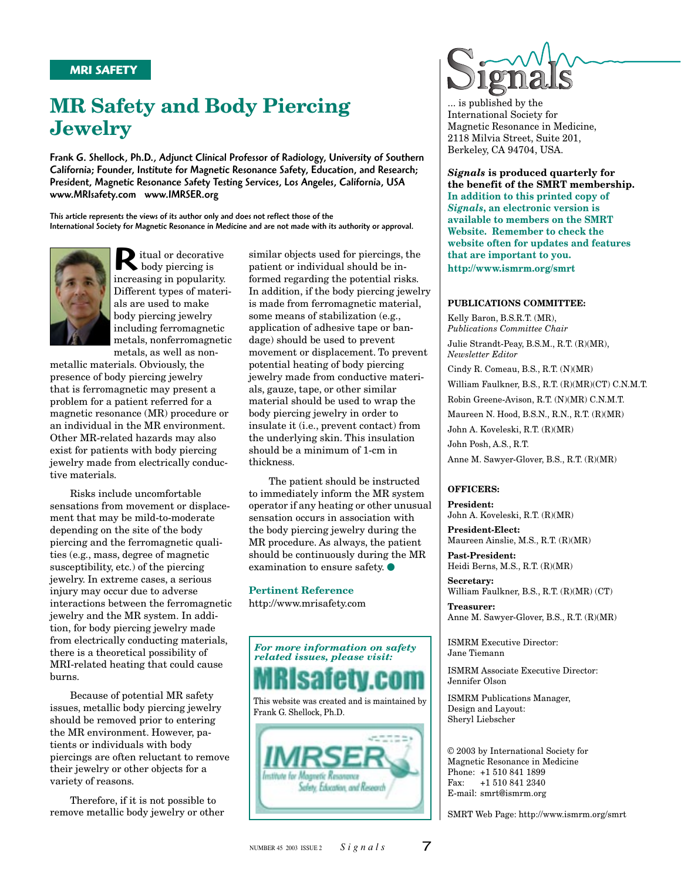MRI SAFETY

# MR Safety and Body Piercing Jewelry

**Frank G. Shellock, Ph.D., Adjunct Clinical Professor of Radiology, University of Southern California; Founder, Institute for Magnetic Resonance Safety, Education, and Research; President, Magnetic Resonance Safety Testing Services, Los Angeles, California, USA www.MRIsafety.com www.IMRSER.org**

**This article represents the views of its author only and does not reflect those of the International Society for Magnetic Resonance in Medicine and are not made with its authority or approval.**

Ritual or decorative body piercing is increasing in popularity. Different types of materials are used to make body piercing jewelry including ferromagnetic metals, nonferromagnetic metals, as well as non-metallic materials. Obviously, the presence of body piercing jewelry that is ferromagnetic may present a problem for a patient referred for a magnetic resonance (MR) procedure or an individual in the MR environment. Other MR-related hazards may also exist for patients with body piercing jewelry made from electrically conductive materials.

Risks include uncomfortable sensations from movement or displacement that may be mild-to-moderate depending on the site of the body piercing and the ferromagnetic qualities (e.g., mass, degree of magnetic susceptibility, etc.) of the piercing jewelry. In extreme cases, a serious injury may occur due to adverse interactions between the ferromagnetic jewelry and the MR system. In addition, for body piercing jewelry made from electrically conducting materials, there is a theoretical possibility of MRI-related heating that could cause burns.

Because of potential MR safety issues, metallic body piercing jewelry should be removed prior to entering the MR environment. However, patients or individuals with body piercings are often reluctant to remove their jewelry or other objects for a variety of reasons.

Therefore, if it is not possible to remove metallic body jewelry or other similar objects used for piercings, the patient or individual should be informed regarding the potential risks. In addition, if the body piercing jewelry is made from ferromagnetic material, some means of stabilization (e.g., application of adhesive tape or bandage) should be used to prevent movement or displacement. To prevent potential heating of body piercing jewelry made from conductive materials, gauze, tape, or other similar material should be used to wrap the body piercing jewelry in order to insulate it (i.e., prevent contact) from the underlying skin. This insulation should be a minimum of 1-cm in thickness.

The patient should be instructed to immediately inform the MR system operator if any heating or other unusual sensation occurs in association with the body piercing jewelry during the MR procedure. As always, the patient should be continuously during the MR examination to ensure safety. ●

### Pertinent Reference

http://www.mrisafety.com

*For more information on safety related issues, please visit:*

**MRIsafety.com**

This website was created and is maintained by Frank G. Shellock, Ph.D.

IMRSER Institute for Magnetic Resonance Safety, Education and Research

---

**Signals**

... is published by the International Society for Magnetic Resonance in Medicine, 2118 Milvia Street, Suite 201, Berkeley, CA 94704, USA.

***Signals*** **is produced quarterly for the benefit of the SMRT membership. In addition to this printed copy of *Signals*, an electronic version is available to members on the SMRT Website. Remember to check the website often for updates and features that are important to you. http://www.ismrm.org/smrt**

**PUBLICATIONS COMMITTEE:**

Kelly Baron, B.S.R.T. (MR), *Publications Committee Chair*

Julie Strandt-Peay, B.S.M., R.T. (R)(MR), *Newsletter Editor*

Cindy R. Comeau, B.S., R.T. (N)(MR)

William Faulkner, B.S., R.T. (R)(MR)(CT) C.N.M.T.

Robin Greene-Avison, R.T. (N)(MR) C.N.M.T.

Maureen N. Hood, B.S.N., R.N., R.T. (R)(MR)

John A. Koveleski, R.T. (R)(MR)

John Posh, A.S., R.T.

Anne M. Sawyer-Glover, B.S., R.T. (R)(MR)

**OFFICERS:**

**President:**
John A. Koveleski, R.T. (R)(MR)

**President-Elect:**
Maureen Ainslie, M.S., R.T. (R)(MR)

**Past-President:**
Heidi Berns, M.S., R.T. (R)(MR)

**Secretary:**
William Faulkner, B.S., R.T. (R)(MR) (CT)

**Treasurer:**
Anne M. Sawyer-Glover, B.S., R.T. (R)(MR)

ISMRM Executive Director:
Jane Tiemann

ISMRM Associate Executive Director:
Jennifer Olson

ISMRM Publications Manager, Design and Layout:
Sheryl Liebscher

© 2003 by International Society for Magnetic Resonance in Medicine
Phone: +1 510 841 1899
Fax: +1 510 841 2340
E-mail: smrt@ismrm.org

SMRT Web Page: http://www.ismrm.org/smrt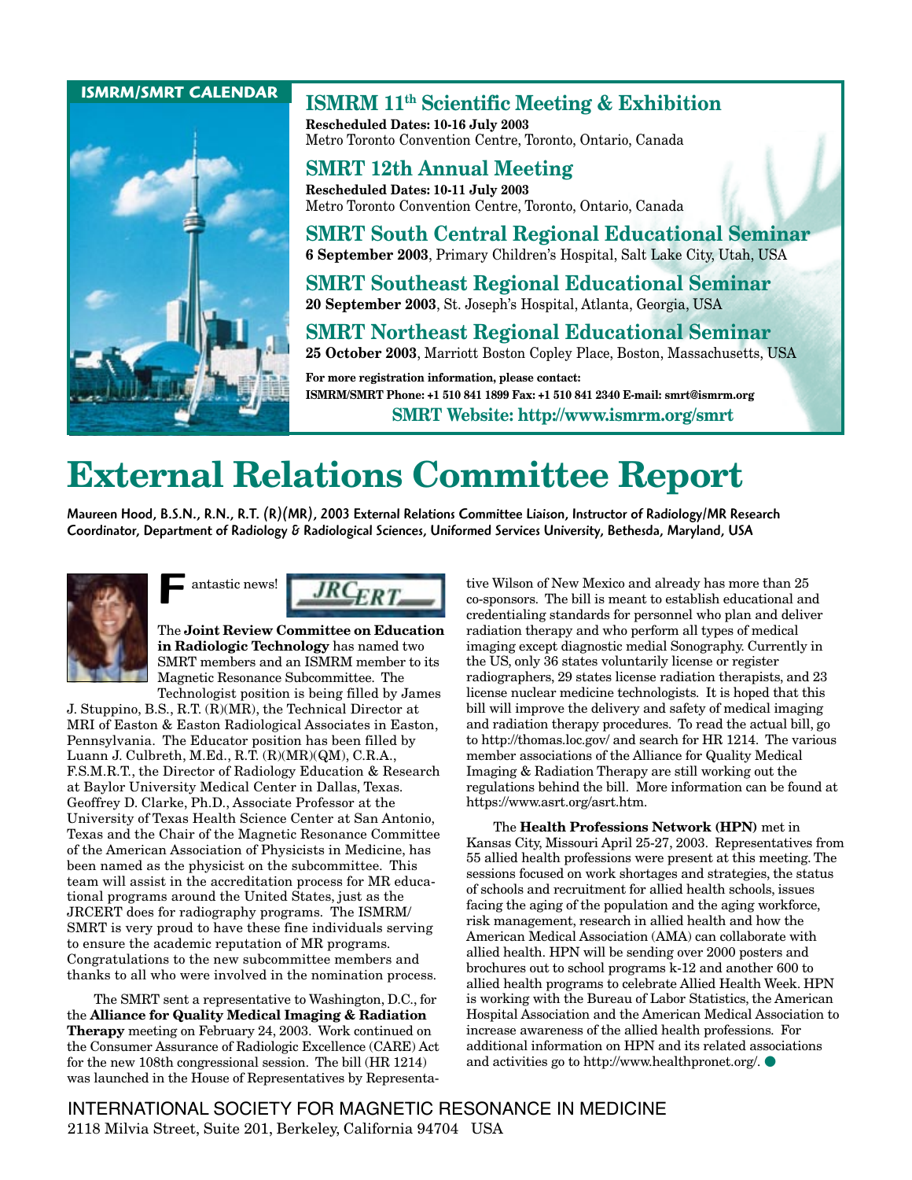ISMRM/SMRT CALENDAR

## ISMRM 11th Scientific Meeting & Exhibition

**Rescheduled Dates: 10-16 July 2003**
Metro Toronto Convention Centre, Toronto, Ontario, Canada

## SMRT 12th Annual Meeting

**Rescheduled Dates: 10-11 July 2003**
Metro Toronto Convention Centre, Toronto, Ontario, Canada

## SMRT South Central Regional Educational Seminar

**6 September 2003**, Primary Children's Hospital, Salt Lake City, Utah, USA

## SMRT Southeast Regional Educational Seminar

**20 September 2003**, St. Joseph's Hospital, Atlanta, Georgia, USA

## SMRT Northeast Regional Educational Seminar

**25 October 2003**, Marriott Boston Copley Place, Boston, Massachusetts, USA

**For more registration information, please contact:**
**ISMRM/SMRT Phone: +1 510 841 1899 Fax: +1 510 841 2340 E-mail: smrt@ismrm.org**

**SMRT Website: http://www.ismrm.org/smrt**

# External Relations Committee Report

Maureen Hood, B.S.N., R.N., R.T. (R)(MR), 2003 External Relations Committee Liaison, Instructor of Radiology/MR Research Coordinator, Department of Radiology & Radiological Sciences, Uniformed Services University, Bethesda, Maryland, USA

Fantastic news! The **Joint Review Committee on Education in Radiologic Technology** has named two SMRT members and an ISMRM member to its Magnetic Resonance Subcommittee. The Technologist position is being filled by James J. Stuppino, B.S., R.T. (R)(MR), the Technical Director at MRI of Easton & Easton Radiological Associates in Easton, Pennsylvania. The Educator position has been filled by Luann J. Culbreth, M.Ed., R.T. (R)(MR)(QM), C.R.A., F.S.M.R.T., the Director of Radiology Education & Research at Baylor University Medical Center in Dallas, Texas. Geoffrey D. Clarke, Ph.D., Associate Professor at the University of Texas Health Science Center at San Antonio, Texas and the Chair of the Magnetic Resonance Committee of the American Association of Physicists in Medicine, has been named as the physicist on the subcommittee. This team will assist in the accreditation process for MR educational programs around the United States, just as the JRCERT does for radiography programs. The ISMRM/SMRT is very proud to have these fine individuals serving to ensure the academic reputation of MR programs. Congratulations to the new subcommittee members and thanks to all who were involved in the nomination process.

The SMRT sent a representative to Washington, D.C., for the **Alliance for Quality Medical Imaging & Radiation Therapy** meeting on February 24, 2003. Work continued on the Consumer Assurance of Radiologic Excellence (CARE) Act for the new 108th congressional session. The bill (HR 1214) was launched in the House of Representatives by Representative Wilson of New Mexico and already has more than 25 co-sponsors. The bill is meant to establish educational and credentialing standards for personnel who plan and deliver radiation therapy and who perform all types of medical imaging except diagnostic medial Sonography. Currently in the US, only 36 states voluntarily license or register radiographers, 29 states license radiation therapists, and 23 license nuclear medicine technologists. It is hoped that this bill will improve the delivery and safety of medical imaging and radiation therapy procedures. To read the actual bill, go to http://thomas.loc.gov/ and search for HR 1214. The various member associations of the Alliance for Quality Medical Imaging & Radiation Therapy are still working out the regulations behind the bill. More information can be found at https://www.asrt.org/asrt.htm.

The **Health Professions Network (HPN)** met in Kansas City, Missouri April 25-27, 2003. Representatives from 55 allied health professions were present at this meeting. The sessions focused on work shortages and strategies, the status of schools and recruitment for allied health schools, issues facing the aging of the population and the aging workforce, risk management, research in allied health and how the American Medical Association (AMA) can collaborate with allied health. HPN will be sending over 2000 posters and brochures out to school programs k-12 and another 600 to allied health programs to celebrate Allied Health Week. HPN is working with the Bureau of Labor Statistics, the American Hospital Association and the American Medical Association to increase awareness of the allied health professions. For additional information on HPN and its related associations and activities go to http://www.healthpronet.org/.

INTERNATIONAL SOCIETY FOR MAGNETIC RESONANCE IN MEDICINE
2118 Milvia Street, Suite 201, Berkeley, California 94704 USA